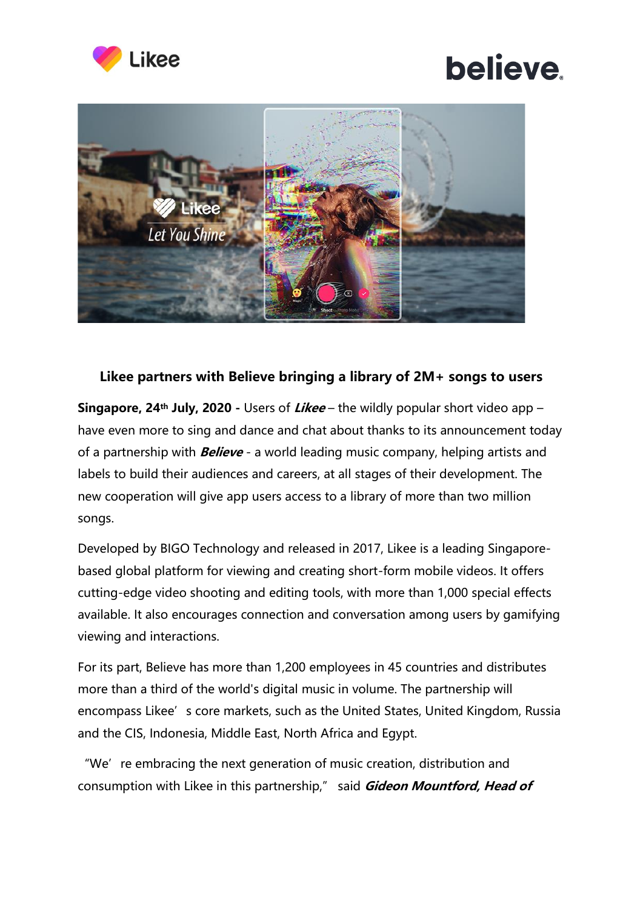## Likee partners with Believe bringing a library of 2M+ songs to users

**Singapore, 24th July, 2020 -** Users of ***Likee*** – the wildly popular short video app – have even more to sing and dance and chat about thanks to its announcement today of a partnership with ***Believe*** - a world leading music company, helping artists and labels to build their audiences and careers, at all stages of their development. The new cooperation will give app users access to a library of more than two million songs.

Developed by BIGO Technology and released in 2017, Likee is a leading Singapore-based global platform for viewing and creating short-form mobile videos. It offers cutting-edge video shooting and editing tools, with more than 1,000 special effects available. It also encourages connection and conversation among users by gamifying viewing and interactions.

For its part, Believe has more than 1,200 employees in 45 countries and distributes more than a third of the world's digital music in volume. The partnership will encompass Likee's core markets, such as the United States, United Kingdom, Russia and the CIS, Indonesia, Middle East, North Africa and Egypt.

"We're embracing the next generation of music creation, distribution and consumption with Likee in this partnership," said ***Gideon Mountford, Head of***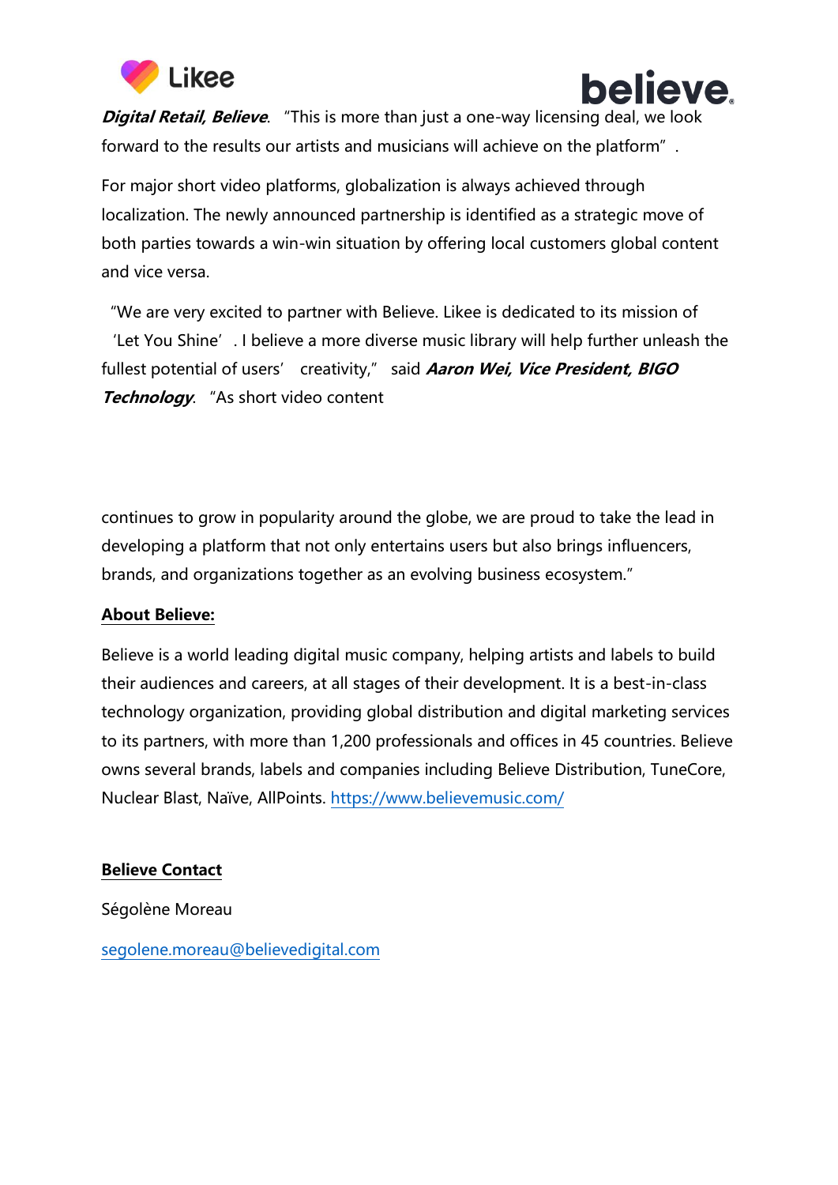***Digital Retail, Believe***. "This is more than just a one-way licensing deal, we look forward to the results our artists and musicians will achieve on the platform".

For major short video platforms, globalization is always achieved through localization. The newly announced partnership is identified as a strategic move of both parties towards a win-win situation by offering local customers global content and vice versa.

"We are very excited to partner with Believe. Likee is dedicated to its mission of 'Let You Shine'. I believe a more diverse music library will help further unleash the fullest potential of users' creativity," said ***Aaron Wei, Vice President, BIGO Technology***. "As short video content continues to grow in popularity around the globe, we are proud to take the lead in developing a platform that not only entertains users but also brings influencers, brands, and organizations together as an evolving business ecosystem."

**About Believe:**

Believe is a world leading digital music company, helping artists and labels to build their audiences and careers, at all stages of their development. It is a best-in-class technology organization, providing global distribution and digital marketing services to its partners, with more than 1,200 professionals and offices in 45 countries. Believe owns several brands, labels and companies including Believe Distribution, TuneCore, Nuclear Blast, Naïve, AllPoints. https://www.believemusic.com/

**Believe Contact**

Ségolène Moreau

segolene.moreau@believedigital.com